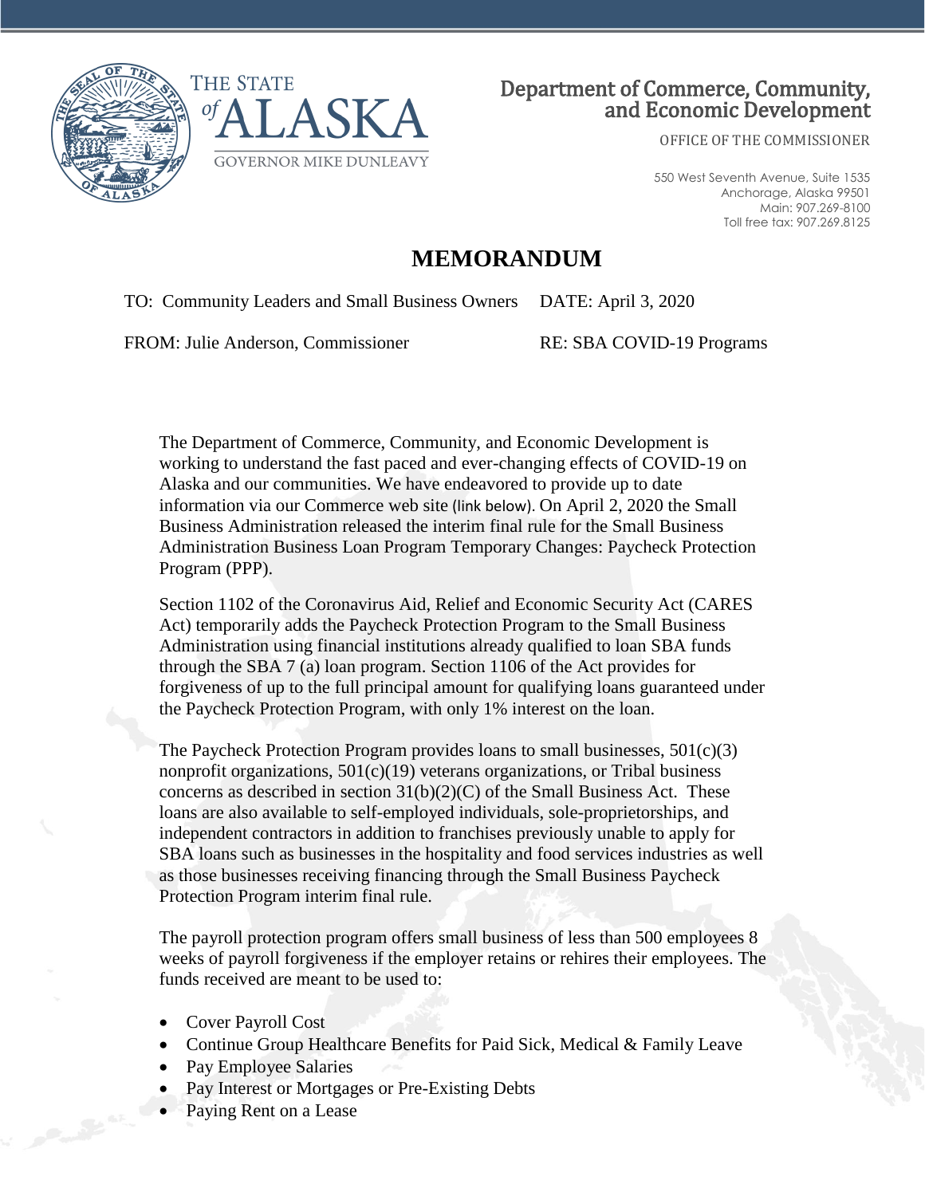Department of Commerce, Community, and Economic Development

OFFICE OF THE COMMISSIONER

550 West Seventh Avenue, Suite 1535
Anchorage, Alaska 99501
Main: 907.269-8100
Toll free tax: 907.269.8125

THE STATE of ALASKA
GOVERNOR MIKE DUNLEAVY

# MEMORANDUM

TO: Community Leaders and Small Business Owners    DATE: April 3, 2020

FROM: Julie Anderson, Commissioner    RE: SBA COVID-19 Programs

The Department of Commerce, Community, and Economic Development is working to understand the fast paced and ever-changing effects of COVID-19 on Alaska and our communities. We have endeavored to provide up to date information via our Commerce web site (link below). On April 2, 2020 the Small Business Administration released the interim final rule for the Small Business Administration Business Loan Program Temporary Changes: Paycheck Protection Program (PPP).

Section 1102 of the Coronavirus Aid, Relief and Economic Security Act (CARES Act) temporarily adds the Paycheck Protection Program to the Small Business Administration using financial institutions already qualified to loan SBA funds through the SBA 7 (a) loan program. Section 1106 of the Act provides for forgiveness of up to the full principal amount for qualifying loans guaranteed under the Paycheck Protection Program, with only 1% interest on the loan.

The Paycheck Protection Program provides loans to small businesses, 501(c)(3) nonprofit organizations, 501(c)(19) veterans organizations, or Tribal business concerns as described in section 31(b)(2)(C) of the Small Business Act. These loans are also available to self-employed individuals, sole-proprietorships, and independent contractors in addition to franchises previously unable to apply for SBA loans such as businesses in the hospitality and food services industries as well as those businesses receiving financing through the Small Business Paycheck Protection Program interim final rule.

The payroll protection program offers small business of less than 500 employees 8 weeks of payroll forgiveness if the employer retains or rehires their employees. The funds received are meant to be used to:

- Cover Payroll Cost
- Continue Group Healthcare Benefits for Paid Sick, Medical & Family Leave
- Pay Employee Salaries
- Pay Interest or Mortgages or Pre-Existing Debts
- Paying Rent on a Lease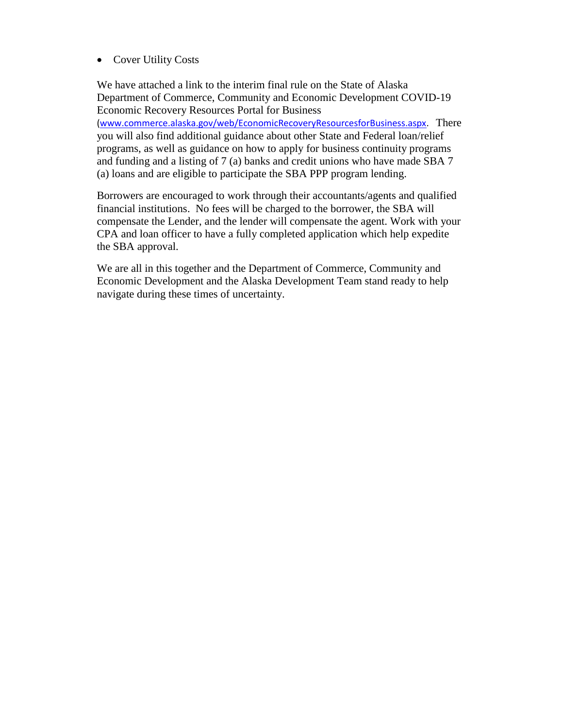- Cover Utility Costs

We have attached a link to the interim final rule on the State of Alaska Department of Commerce, Community and Economic Development COVID-19 Economic Recovery Resources Portal for Business (www.commerce.alaska.gov/web/EconomicRecoveryResourcesforBusiness.aspx. There you will also find additional guidance about other State and Federal loan/relief programs, as well as guidance on how to apply for business continuity programs and funding and a listing of 7 (a) banks and credit unions who have made SBA 7 (a) loans and are eligible to participate the SBA PPP program lending.

Borrowers are encouraged to work through their accountants/agents and qualified financial institutions. No fees will be charged to the borrower, the SBA will compensate the Lender, and the lender will compensate the agent. Work with your CPA and loan officer to have a fully completed application which help expedite the SBA approval.

We are all in this together and the Department of Commerce, Community and Economic Development and the Alaska Development Team stand ready to help navigate during these times of uncertainty.